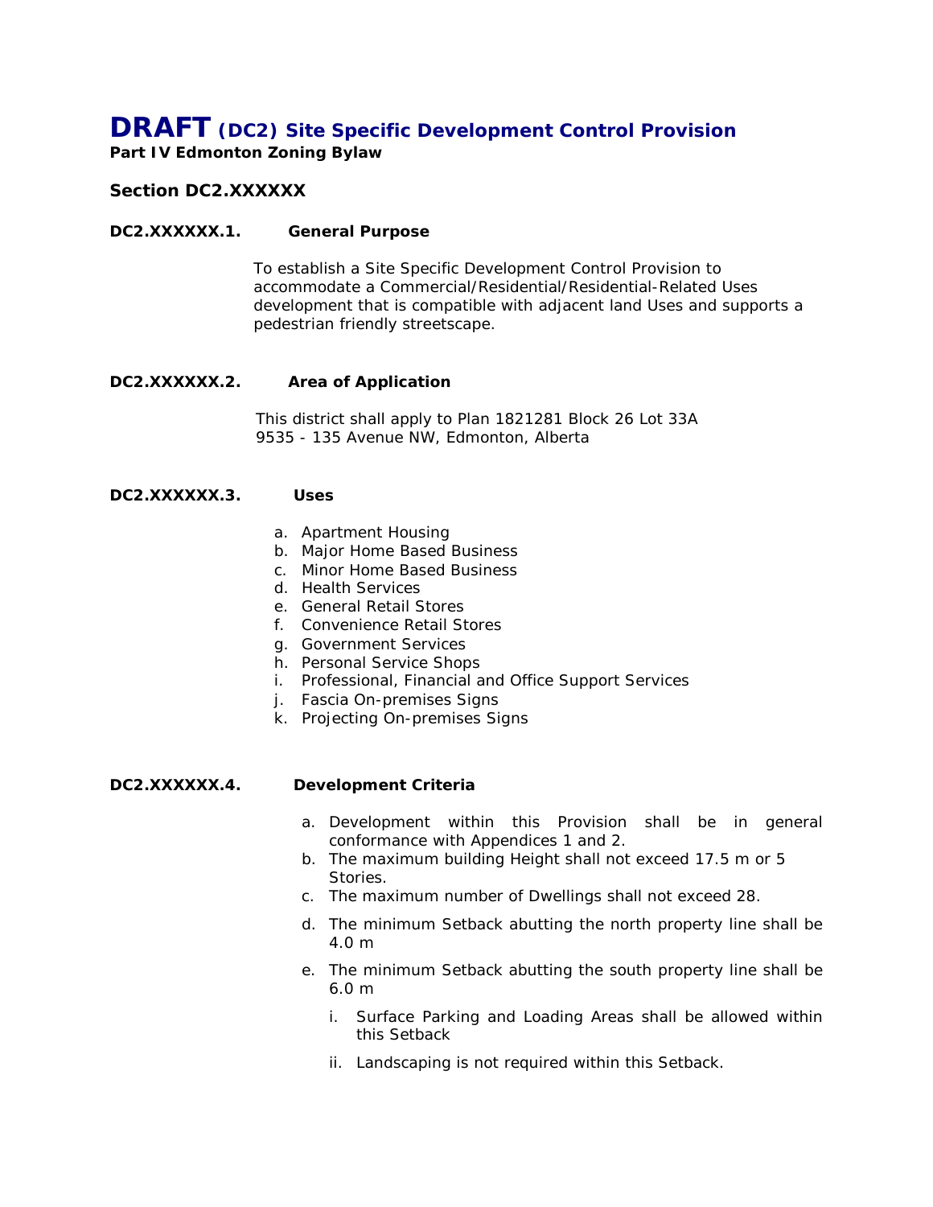# **DRAFT (DC2) Site Specific Development Control Provision**

**Part IV Edmonton Zoning Bylaw**

### Section DC2.XXXXXX

**DC2.XXXXXX.1. General Purpose**

To establish a Site Specific Development Control Provision to accommodate a Commercial/Residential/Residential-Related Uses development that is compatible with adjacent land Uses and supports a pedestrian friendly streetscape.

**DC2.XXXXXX.2. Area of Application**

This district shall apply to Plan 1821281 Block 26 Lot 33A
9535 - 135 Avenue NW, Edmonton, Alberta

**DC2.XXXXXX.3. Uses**

a. Apartment Housing
b. Major Home Based Business
c. Minor Home Based Business
d. Health Services
e. General Retail Stores
f. Convenience Retail Stores
g. Government Services
h. Personal Service Shops
i. Professional, Financial and Office Support Services
j. Fascia On-premises Signs
k. Projecting On-premises Signs

**DC2.XXXXXX.4. Development Criteria**

a. Development within this Provision shall be in general conformance with Appendices 1 and 2.
b. The maximum building Height shall not exceed 17.5 m or 5 Stories.
c. The maximum number of Dwellings shall not exceed 28.
d. The minimum Setback abutting the north property line shall be 4.0 m
e. The minimum Setback abutting the south property line shall be 6.0 m
   i. Surface Parking and Loading Areas shall be allowed within this Setback
   ii. Landscaping is not required within this Setback.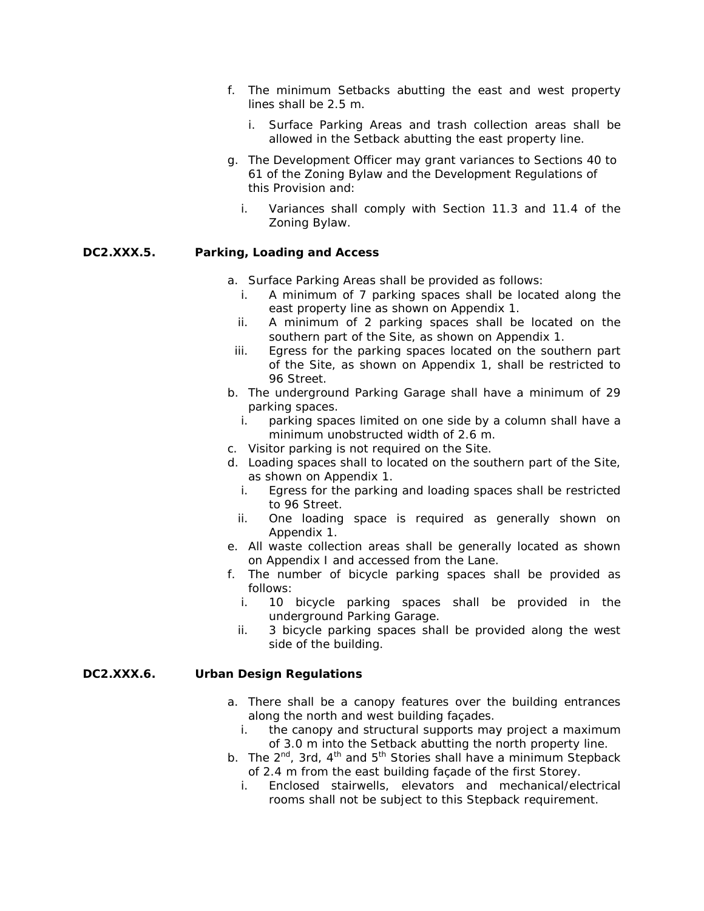f. The minimum Setbacks abutting the east and west property lines shall be 2.5 m.

   i. Surface Parking Areas and trash collection areas shall be allowed in the Setback abutting the east property line.

g. The Development Officer may grant variances to Sections 40 to 61 of the Zoning Bylaw and the Development Regulations of this Provision and:

   i. Variances shall comply with Section 11.3 and 11.4 of the Zoning Bylaw.

**DC2.XXX.5. Parking, Loading and Access**

a. Surface Parking Areas shall be provided as follows:
   i. A minimum of 7 parking spaces shall be located along the east property line as shown on Appendix 1.
   ii. A minimum of 2 parking spaces shall be located on the southern part of the Site, as shown on Appendix 1.
   iii. Egress for the parking spaces located on the southern part of the Site, as shown on Appendix 1, shall be restricted to 96 Street.
b. The underground Parking Garage shall have a minimum of 29 parking spaces.
   i. parking spaces limited on one side by a column shall have a minimum unobstructed width of 2.6 m.
c. Visitor parking is not required on the Site.
d. Loading spaces shall to located on the southern part of the Site, as shown on Appendix 1.
   i. Egress for the parking and loading spaces shall be restricted to 96 Street.
   ii. One loading space is required as generally shown on Appendix 1.
e. All waste collection areas shall be generally located as shown on Appendix I and accessed from the Lane.
f. The number of bicycle parking spaces shall be provided as follows:
   i. 10 bicycle parking spaces shall be provided in the underground Parking Garage.
   ii. 3 bicycle parking spaces shall be provided along the west side of the building.

**DC2.XXX.6. Urban Design Regulations**

a. There shall be a canopy features over the building entrances along the north and west building façades.
   i. the canopy and structural supports may project a maximum of 3.0 m into the Setback abutting the north property line.
b. The 2nd, 3rd, 4th and 5th Stories shall have a minimum Stepback of 2.4 m from the east building façade of the first Storey.
   i. Enclosed stairwells, elevators and mechanical/electrical rooms shall not be subject to this Stepback requirement.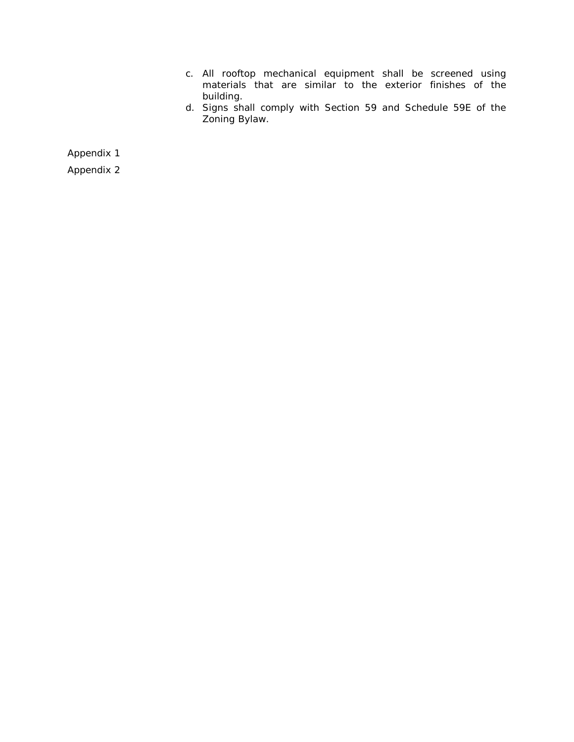c. All rooftop mechanical equipment shall be screened using materials that are similar to the exterior finishes of the building.
d. Signs shall comply with Section 59 and Schedule 59E of the Zoning Bylaw.

Appendix 1

Appendix 2